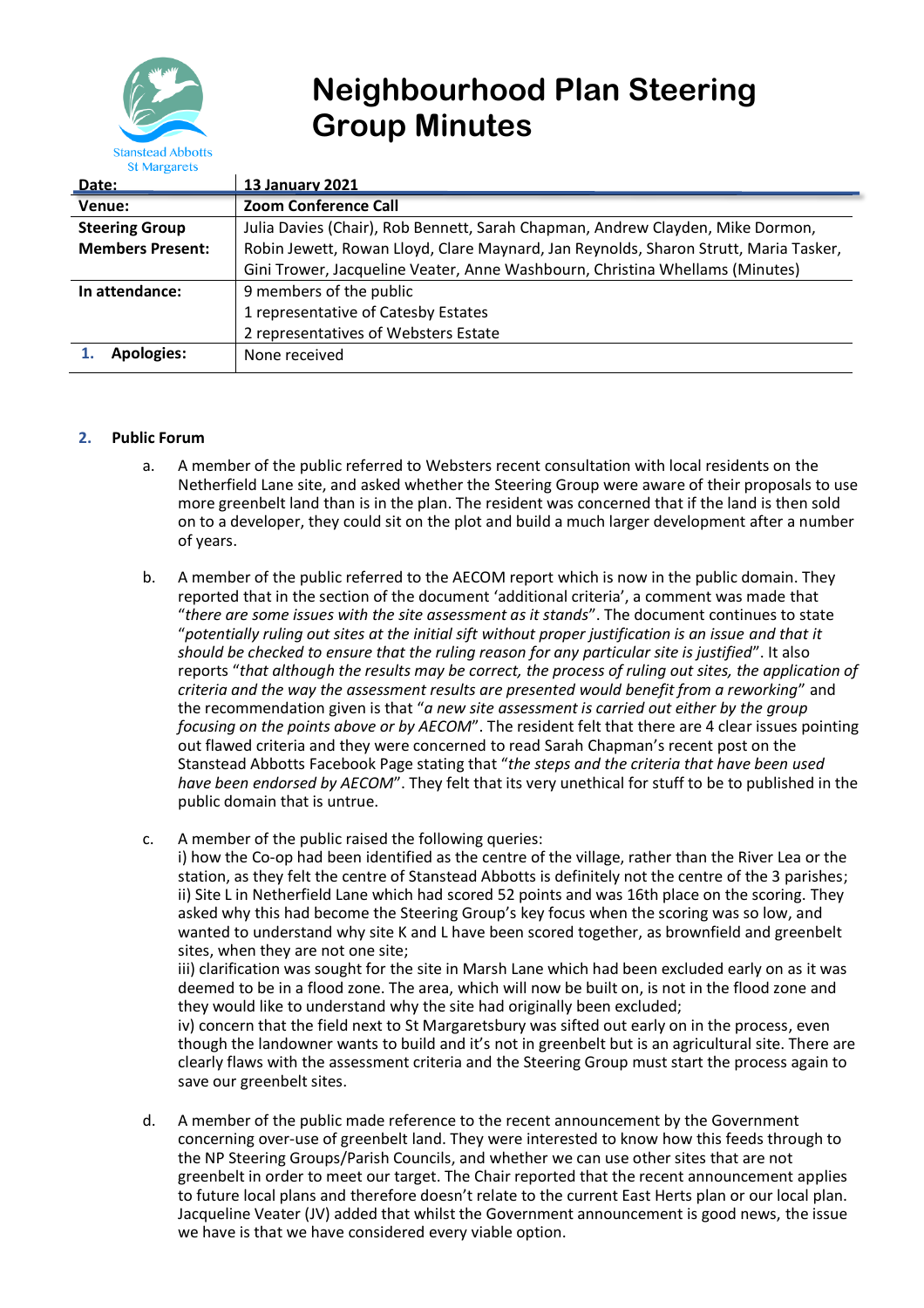# Neighbourhood Plan Steering Group Minutes

Stanstead Abbotts St Margarets

| Date: | 13 January 2021 |
|---|---|
| Venue: | Zoom Conference Call |
| Steering Group Members Present: | Julia Davies (Chair), Rob Bennett, Sarah Chapman, Andrew Clayden, Mike Dormon, Robin Jewett, Rowan Lloyd, Clare Maynard, Jan Reynolds, Sharon Strutt, Maria Tasker, Gini Trower, Jacqueline Veater, Anne Washbourn, Christina Whellams (Minutes) |
| In attendance: | 9 members of the public<br>1 representative of Catesby Estates<br>2 representatives of Websters Estate |
| 1. Apologies: | None received |

## 2. Public Forum

a. A member of the public referred to Websters recent consultation with local residents on the Netherfield Lane site, and asked whether the Steering Group were aware of their proposals to use more greenbelt land than is in the plan. The resident was concerned that if the land is then sold on to a developer, they could sit on the plot and build a much larger development after a number of years.

b. A member of the public referred to the AECOM report which is now in the public domain. They reported that in the section of the document 'additional criteria', a comment was made that "*there are some issues with the site assessment as it stands*". The document continues to state "*potentially ruling out sites at the initial sift without proper justification is an issue and that it should be checked to ensure that the ruling reason for any particular site is justified*". It also reports "*that although the results may be correct, the process of ruling out sites, the application of criteria and the way the assessment results are presented would benefit from a reworking*" and the recommendation given is that "*a new site assessment is carried out either by the group focusing on the points above or by AECOM*". The resident felt that there are 4 clear issues pointing out flawed criteria and they were concerned to read Sarah Chapman's recent post on the Stanstead Abbotts Facebook Page stating that "*the steps and the criteria that have been used have been endorsed by AECOM*". They felt that its very unethical for stuff to be to published in the public domain that is untrue.

c. A member of the public raised the following queries:
i) how the Co-op had been identified as the centre of the village, rather than the River Lea or the station, as they felt the centre of Stanstead Abbotts is definitely not the centre of the 3 parishes;
ii) Site L in Netherfield Lane which had scored 52 points and was 16th place on the scoring. They asked why this had become the Steering Group's key focus when the scoring was so low, and wanted to understand why site K and L have been scored together, as brownfield and greenbelt sites, when they are not one site;
iii) clarification was sought for the site in Marsh Lane which had been excluded early on as it was deemed to be in a flood zone. The area, which will now be built on, is not in the flood zone and they would like to understand why the site had originally been excluded;
iv) concern that the field next to St Margaretsbury was sifted out early on in the process, even though the landowner wants to build and it's not in greenbelt but is an agricultural site. There are clearly flaws with the assessment criteria and the Steering Group must start the process again to save our greenbelt sites.

d. A member of the public made reference to the recent announcement by the Government concerning over-use of greenbelt land. They were interested to know how this feeds through to the NP Steering Groups/Parish Councils, and whether we can use other sites that are not greenbelt in order to meet our target. The Chair reported that the recent announcement applies to future local plans and therefore doesn't relate to the current East Herts plan or our local plan. Jacqueline Veater (JV) added that whilst the Government announcement is good news, the issue we have is that we have considered every viable option.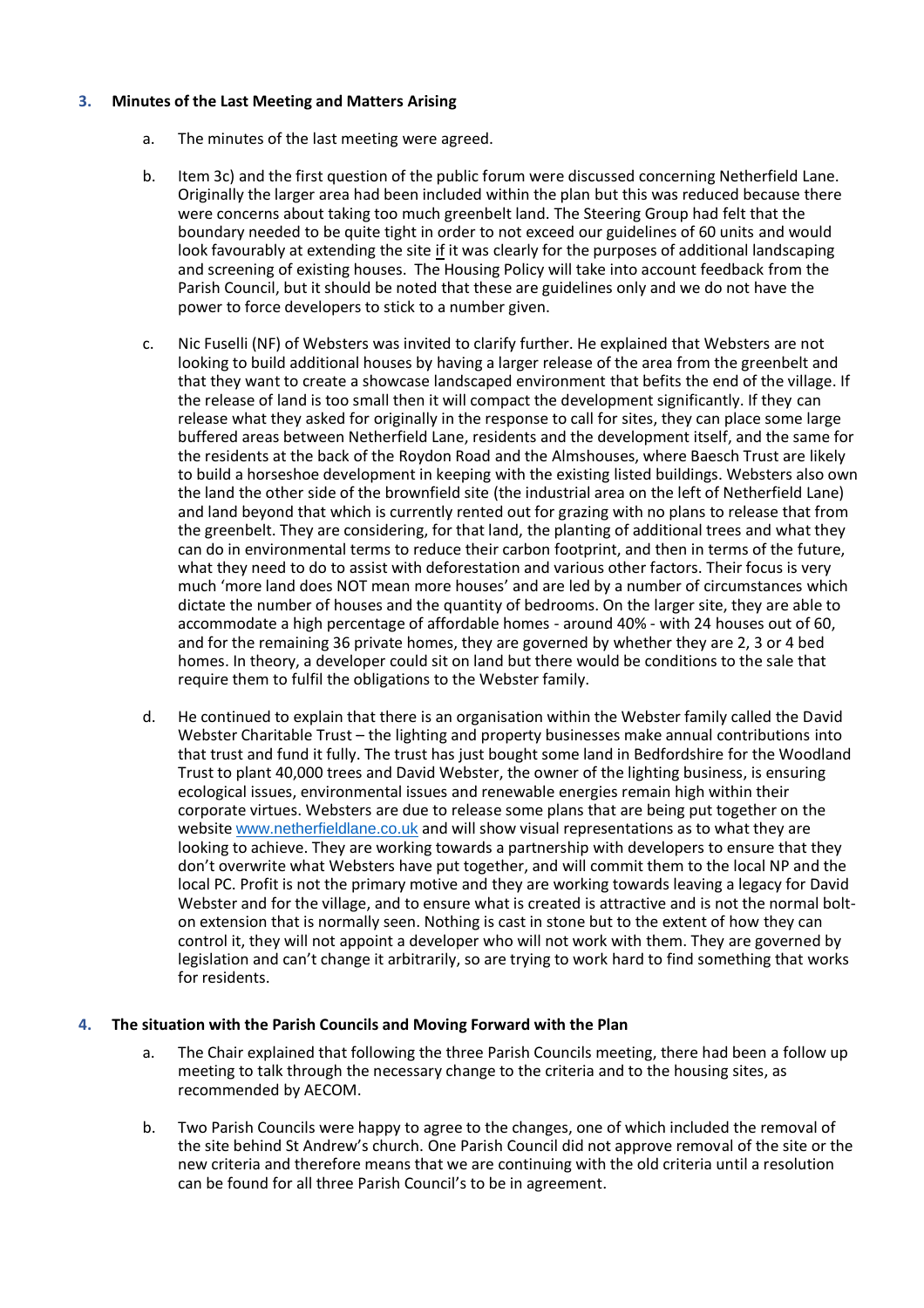## 3. Minutes of the Last Meeting and Matters Arising

a. The minutes of the last meeting were agreed.

b. Item 3c) and the first question of the public forum were discussed concerning Netherfield Lane. Originally the larger area had been included within the plan but this was reduced because there were concerns about taking too much greenbelt land. The Steering Group had felt that the boundary needed to be quite tight in order to not exceed our guidelines of 60 units and would look favourably at extending the site if it was clearly for the purposes of additional landscaping and screening of existing houses. The Housing Policy will take into account feedback from the Parish Council, but it should be noted that these are guidelines only and we do not have the power to force developers to stick to a number given.

c. Nic Fuselli (NF) of Websters was invited to clarify further. He explained that Websters are not looking to build additional houses by having a larger release of the area from the greenbelt and that they want to create a showcase landscaped environment that befits the end of the village. If the release of land is too small then it will compact the development significantly. If they can release what they asked for originally in the response to call for sites, they can place some large buffered areas between Netherfield Lane, residents and the development itself, and the same for the residents at the back of the Roydon Road and the Almshouses, where Baesch Trust are likely to build a horseshoe development in keeping with the existing listed buildings. Websters also own the land the other side of the brownfield site (the industrial area on the left of Netherfield Lane) and land beyond that which is currently rented out for grazing with no plans to release that from the greenbelt. They are considering, for that land, the planting of additional trees and what they can do in environmental terms to reduce their carbon footprint, and then in terms of the future, what they need to do to assist with deforestation and various other factors. Their focus is very much 'more land does NOT mean more houses' and are led by a number of circumstances which dictate the number of houses and the quantity of bedrooms. On the larger site, they are able to accommodate a high percentage of affordable homes - around 40% - with 24 houses out of 60, and for the remaining 36 private homes, they are governed by whether they are 2, 3 or 4 bed homes. In theory, a developer could sit on land but there would be conditions to the sale that require them to fulfil the obligations to the Webster family.

d. He continued to explain that there is an organisation within the Webster family called the David Webster Charitable Trust – the lighting and property businesses make annual contributions into that trust and fund it fully. The trust has just bought some land in Bedfordshire for the Woodland Trust to plant 40,000 trees and David Webster, the owner of the lighting business, is ensuring ecological issues, environmental issues and renewable energies remain high within their corporate virtues. Websters are due to release some plans that are being put together on the website www.netherfieldlane.co.uk and will show visual representations as to what they are looking to achieve. They are working towards a partnership with developers to ensure that they don't overwrite what Websters have put together, and will commit them to the local NP and the local PC. Profit is not the primary motive and they are working towards leaving a legacy for David Webster and for the village, and to ensure what is created is attractive and is not the normal bolt-on extension that is normally seen. Nothing is cast in stone but to the extent of how they can control it, they will not appoint a developer who will not work with them. They are governed by legislation and can't change it arbitrarily, so are trying to work hard to find something that works for residents.

## 4. The situation with the Parish Councils and Moving Forward with the Plan

a. The Chair explained that following the three Parish Councils meeting, there had been a follow up meeting to talk through the necessary change to the criteria and to the housing sites, as recommended by AECOM.

b. Two Parish Councils were happy to agree to the changes, one of which included the removal of the site behind St Andrew's church. One Parish Council did not approve removal of the site or the new criteria and therefore means that we are continuing with the old criteria until a resolution can be found for all three Parish Council's to be in agreement.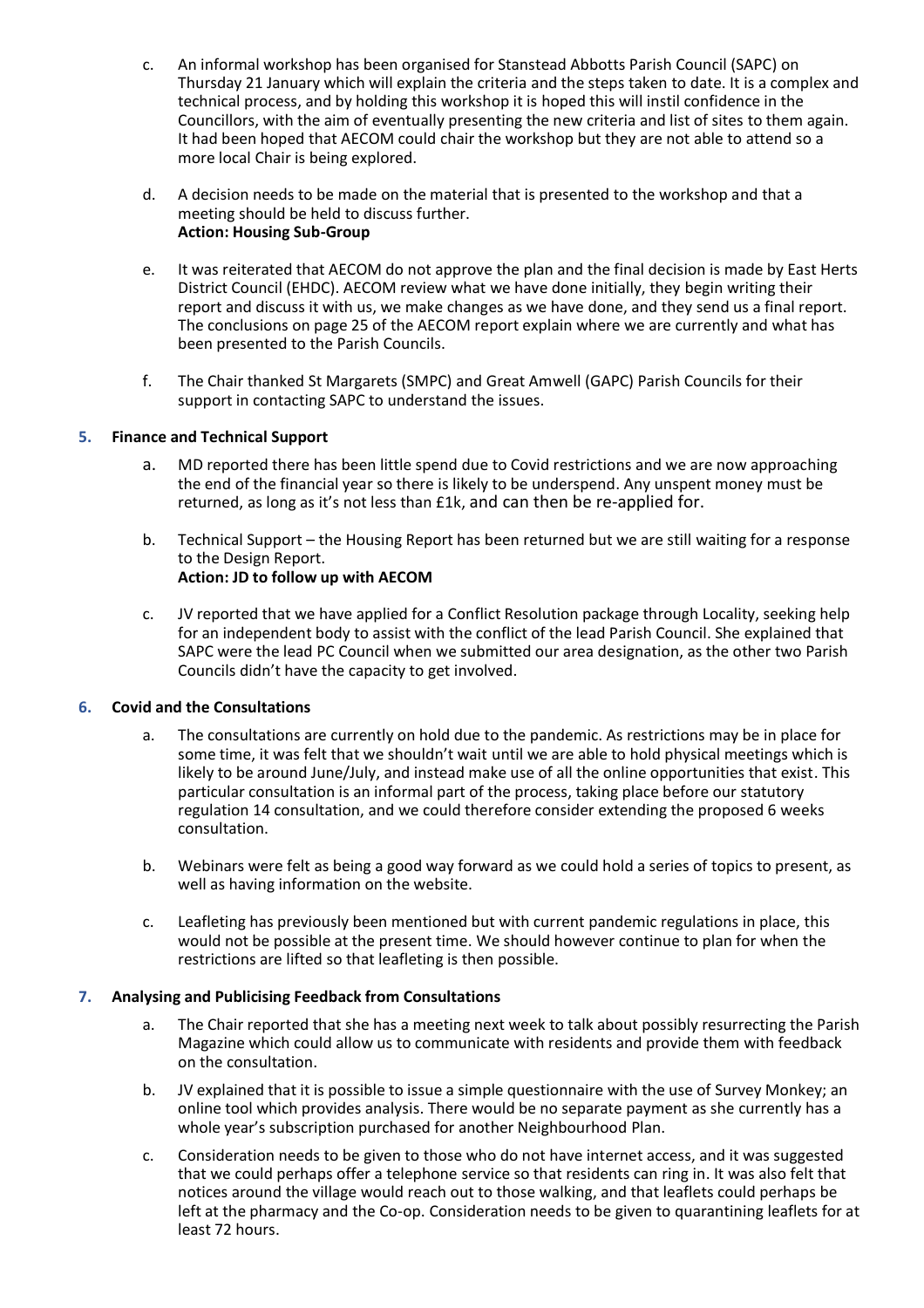c. An informal workshop has been organised for Stanstead Abbotts Parish Council (SAPC) on Thursday 21 January which will explain the criteria and the steps taken to date. It is a complex and technical process, and by holding this workshop it is hoped this will instil confidence in the Councillors, with the aim of eventually presenting the new criteria and list of sites to them again. It had been hoped that AECOM could chair the workshop but they are not able to attend so a more local Chair is being explored.

d. A decision needs to be made on the material that is presented to the workshop and that a meeting should be held to discuss further.
**Action: Housing Sub-Group**

e. It was reiterated that AECOM do not approve the plan and the final decision is made by East Herts District Council (EHDC). AECOM review what we have done initially, they begin writing their report and discuss it with us, we make changes as we have done, and they send us a final report. The conclusions on page 25 of the AECOM report explain where we are currently and what has been presented to the Parish Councils.

f. The Chair thanked St Margarets (SMPC) and Great Amwell (GAPC) Parish Councils for their support in contacting SAPC to understand the issues.

## 5. Finance and Technical Support

a. MD reported there has been little spend due to Covid restrictions and we are now approaching the end of the financial year so there is likely to be underspend. Any unspent money must be returned, as long as it's not less than £1k, and can then be re-applied for.

b. Technical Support – the Housing Report has been returned but we are still waiting for a response to the Design Report.
**Action: JD to follow up with AECOM**

c. JV reported that we have applied for a Conflict Resolution package through Locality, seeking help for an independent body to assist with the conflict of the lead Parish Council. She explained that SAPC were the lead PC Council when we submitted our area designation, as the other two Parish Councils didn't have the capacity to get involved.

## 6. Covid and the Consultations

a. The consultations are currently on hold due to the pandemic. As restrictions may be in place for some time, it was felt that we shouldn't wait until we are able to hold physical meetings which is likely to be around June/July, and instead make use of all the online opportunities that exist. This particular consultation is an informal part of the process, taking place before our statutory regulation 14 consultation, and we could therefore consider extending the proposed 6 weeks consultation.

b. Webinars were felt as being a good way forward as we could hold a series of topics to present, as well as having information on the website.

c. Leafleting has previously been mentioned but with current pandemic regulations in place, this would not be possible at the present time. We should however continue to plan for when the restrictions are lifted so that leafleting is then possible.

## 7. Analysing and Publicising Feedback from Consultations

a. The Chair reported that she has a meeting next week to talk about possibly resurrecting the Parish Magazine which could allow us to communicate with residents and provide them with feedback on the consultation.

b. JV explained that it is possible to issue a simple questionnaire with the use of Survey Monkey; an online tool which provides analysis. There would be no separate payment as she currently has a whole year's subscription purchased for another Neighbourhood Plan.

c. Consideration needs to be given to those who do not have internet access, and it was suggested that we could perhaps offer a telephone service so that residents can ring in. It was also felt that notices around the village would reach out to those walking, and that leaflets could perhaps be left at the pharmacy and the Co-op. Consideration needs to be given to quarantining leaflets for at least 72 hours.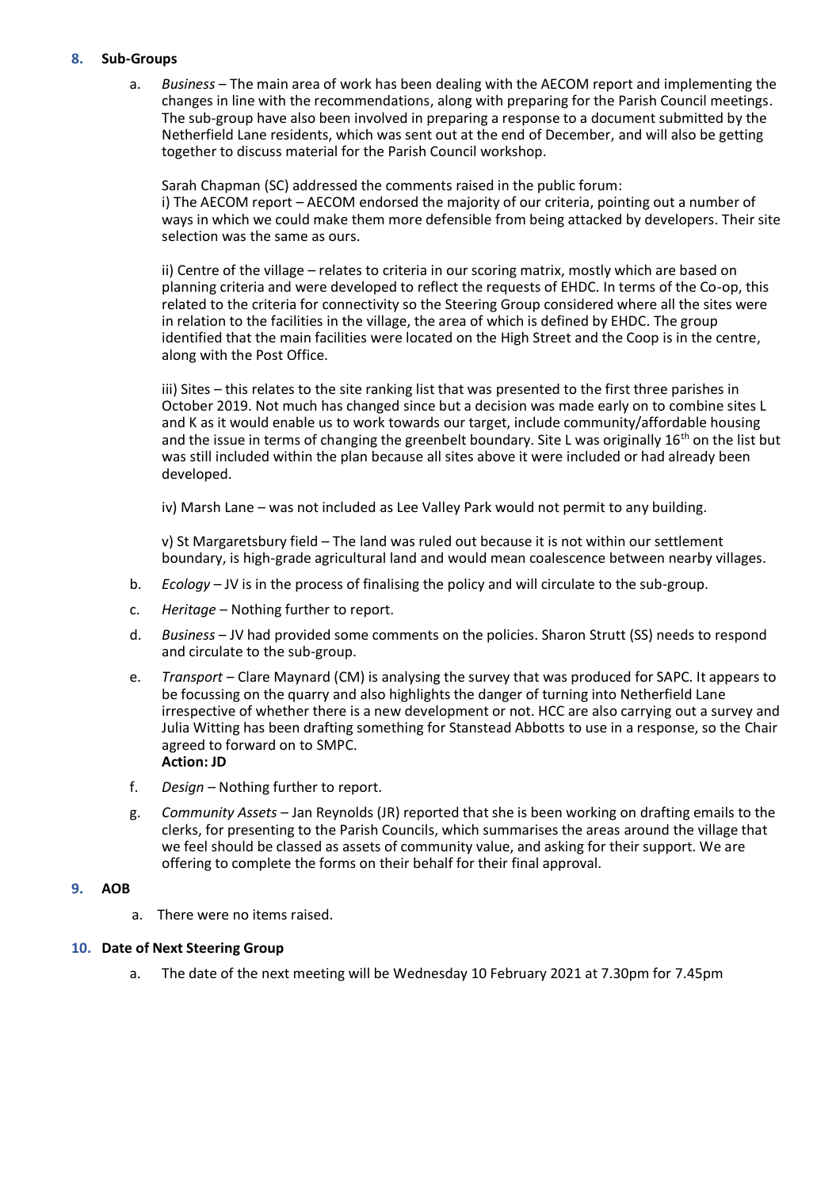**8. Sub-Groups**

a. *Business* – The main area of work has been dealing with the AECOM report and implementing the changes in line with the recommendations, along with preparing for the Parish Council meetings. The sub-group have also been involved in preparing a response to a document submitted by the Netherfield Lane residents, which was sent out at the end of December, and will also be getting together to discuss material for the Parish Council workshop.

Sarah Chapman (SC) addressed the comments raised in the public forum:
i) The AECOM report – AECOM endorsed the majority of our criteria, pointing out a number of ways in which we could make them more defensible from being attacked by developers. Their site selection was the same as ours.

ii) Centre of the village – relates to criteria in our scoring matrix, mostly which are based on planning criteria and were developed to reflect the requests of EHDC. In terms of the Co-op, this related to the criteria for connectivity so the Steering Group considered where all the sites were in relation to the facilities in the village, the area of which is defined by EHDC. The group identified that the main facilities were located on the High Street and the Coop is in the centre, along with the Post Office.

iii) Sites – this relates to the site ranking list that was presented to the first three parishes in October 2019. Not much has changed since but a decision was made early on to combine sites L and K as it would enable us to work towards our target, include community/affordable housing and the issue in terms of changing the greenbelt boundary. Site L was originally 16th on the list but was still included within the plan because all sites above it were included or had already been developed.

iv) Marsh Lane – was not included as Lee Valley Park would not permit to any building.

v) St Margaretsbury field – The land was ruled out because it is not within our settlement boundary, is high-grade agricultural land and would mean coalescence between nearby villages.

b. *Ecology* – JV is in the process of finalising the policy and will circulate to the sub-group.

c. *Heritage* – Nothing further to report.

d. *Business* – JV had provided some comments on the policies. Sharon Strutt (SS) needs to respond and circulate to the sub-group.

e. *Transport* – Clare Maynard (CM) is analysing the survey that was produced for SAPC. It appears to be focussing on the quarry and also highlights the danger of turning into Netherfield Lane irrespective of whether there is a new development or not. HCC are also carrying out a survey and Julia Witting has been drafting something for Stanstead Abbotts to use in a response, so the Chair agreed to forward on to SMPC.
**Action: JD**

f. *Design* – Nothing further to report.

g. *Community Assets* – Jan Reynolds (JR) reported that she is been working on drafting emails to the clerks, for presenting to the Parish Councils, which summarises the areas around the village that we feel should be classed as assets of community value, and asking for their support. We are offering to complete the forms on their behalf for their final approval.

**9. AOB**

a. There were no items raised.

**10. Date of Next Steering Group**

a. The date of the next meeting will be Wednesday 10 February 2021 at 7.30pm for 7.45pm